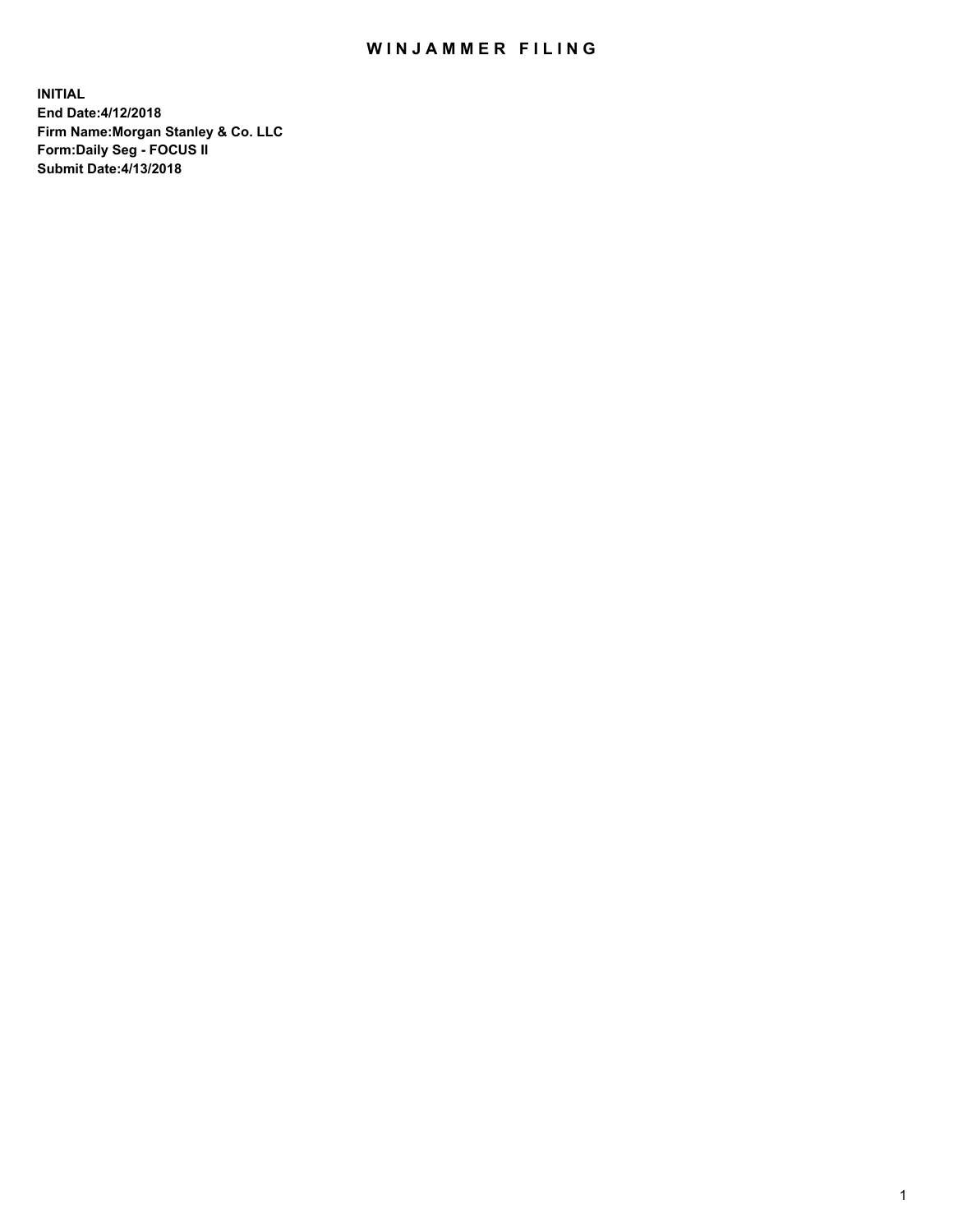# WINJAMMER FILING

**INITIAL**
**End Date:4/12/2018**
**Firm Name:Morgan Stanley & Co. LLC**
**Form:Daily Seg - FOCUS II**
**Submit Date:4/13/2018**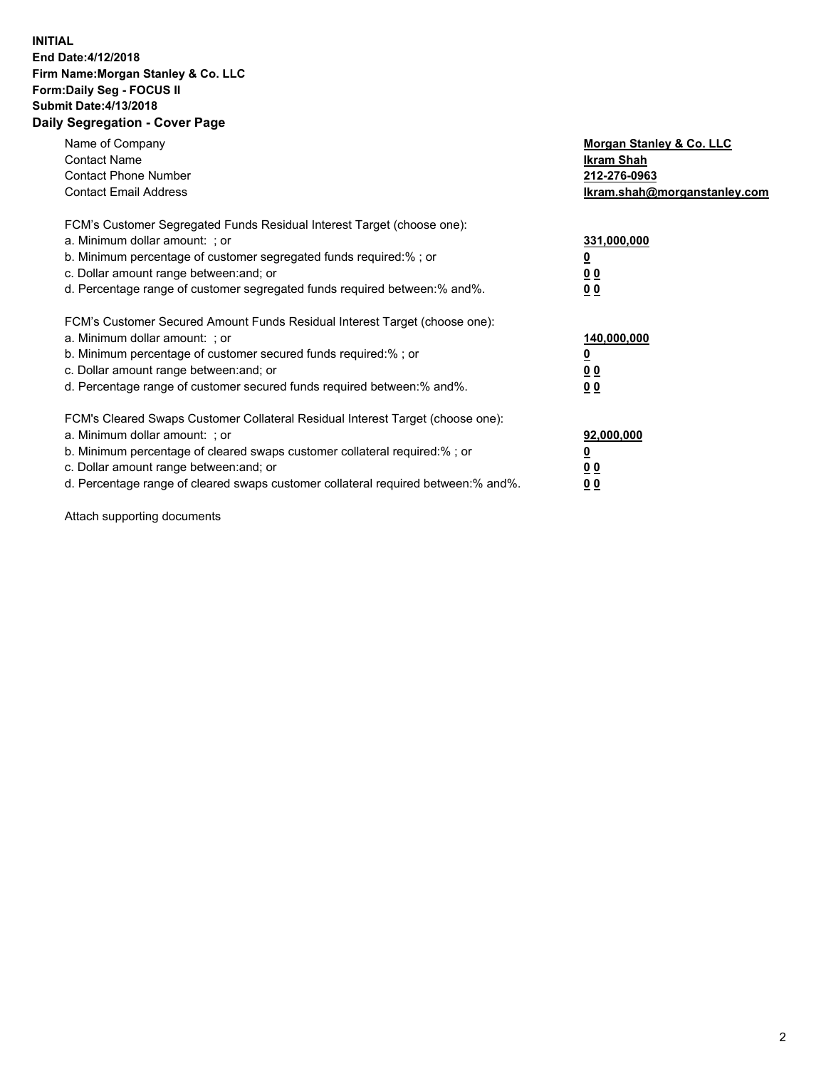**INITIAL**
**End Date:4/12/2018**
**Firm Name:Morgan Stanley & Co. LLC**
**Form:Daily Seg - FOCUS II**
**Submit Date:4/13/2018**

## Daily Segregation - Cover Page

| | |
|---|---|
| Name of Company | **Morgan Stanley & Co. LLC** |
| Contact Name | **Ikram Shah** |
| Contact Phone Number | **212-276-0963** |
| Contact Email Address | **Ikram.shah@morganstanley.com** |

FCM's Customer Segregated Funds Residual Interest Target (choose one):

| | |
|---|---|
| a. Minimum dollar amount: ; or | **331,000,000** |
| b. Minimum percentage of customer segregated funds required:% ; or | **0** |
| c. Dollar amount range between:and; or | **0 0** |
| d. Percentage range of customer segregated funds required between:% and%. | **0 0** |

FCM's Customer Secured Amount Funds Residual Interest Target (choose one):

| | |
|---|---|
| a. Minimum dollar amount: ; or | **140,000,000** |
| b. Minimum percentage of customer secured funds required:% ; or | **0** |
| c. Dollar amount range between:and; or | **0 0** |
| d. Percentage range of customer secured funds required between:% and%. | **0 0** |

FCM's Cleared Swaps Customer Collateral Residual Interest Target (choose one):

| | |
|---|---|
| a. Minimum dollar amount: ; or | **92,000,000** |
| b. Minimum percentage of cleared swaps customer collateral required:% ; or | **0** |
| c. Dollar amount range between:and; or | **0 0** |
| d. Percentage range of cleared swaps customer collateral required between:% and%. | **0 0** |

Attach supporting documents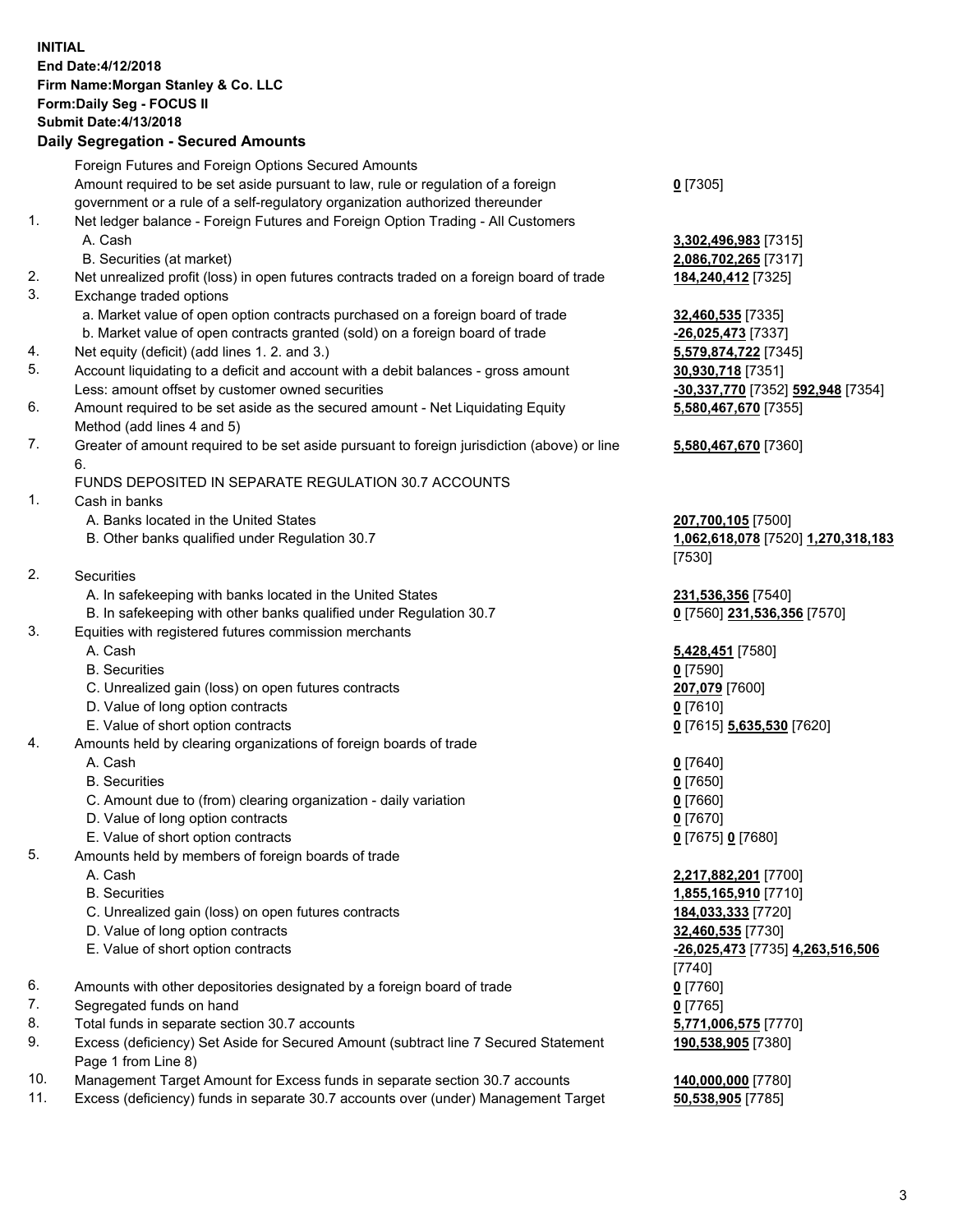**INITIAL**
**End Date:4/12/2018**
**Firm Name:Morgan Stanley & Co. LLC**
**Form:Daily Seg - FOCUS II**
**Submit Date:4/13/2018**

### Daily Segregation - Secured Amounts

| | | |
|---|---|---|
| | Foreign Futures and Foreign Options Secured Amounts | |
| | Amount required to be set aside pursuant to law, rule or regulation of a foreign government or a rule of a self-regulatory organization authorized thereunder | **0** [7305] |
| 1. | Net ledger balance - Foreign Futures and Foreign Option Trading - All Customers | |
| | A. Cash | **3,302,496,983** [7315] |
| | B. Securities (at market) | **2,086,702,265** [7317] |
| 2. | Net unrealized profit (loss) in open futures contracts traded on a foreign board of trade | **184,240,412** [7325] |
| 3. | Exchange traded options | |
| | a. Market value of open option contracts purchased on a foreign board of trade | **32,460,535** [7335] |
| | b. Market value of open contracts granted (sold) on a foreign board of trade | **-26,025,473** [7337] |
| 4. | Net equity (deficit) (add lines 1. 2. and 3.) | **5,579,874,722** [7345] |
| 5. | Account liquidating to a deficit and account with a debit balances - gross amount | **30,930,718** [7351] |
| | Less: amount offset by customer owned securities | **-30,337,770** [7352] **592,948** [7354] |
| 6. | Amount required to be set aside as the secured amount - Net Liquidating Equity Method (add lines 4 and 5) | **5,580,467,670** [7355] |
| 7. | Greater of amount required to be set aside pursuant to foreign jurisdiction (above) or line 6. | **5,580,467,670** [7360] |
| | FUNDS DEPOSITED IN SEPARATE REGULATION 30.7 ACCOUNTS | |
| 1. | Cash in banks | |
| | A. Banks located in the United States | **207,700,105** [7500] |
| | B. Other banks qualified under Regulation 30.7 | **1,062,618,078** [7520] **1,270,318,183** [7530] |
| 2. | Securities | |
| | A. In safekeeping with banks located in the United States | **231,536,356** [7540] |
| | B. In safekeeping with other banks qualified under Regulation 30.7 | **0** [7560] **231,536,356** [7570] |
| 3. | Equities with registered futures commission merchants | |
| | A. Cash | **5,428,451** [7580] |
| | B. Securities | **0** [7590] |
| | C. Unrealized gain (loss) on open futures contracts | **207,079** [7600] |
| | D. Value of long option contracts | **0** [7610] |
| | E. Value of short option contracts | **0** [7615] **5,635,530** [7620] |
| 4. | Amounts held by clearing organizations of foreign boards of trade | |
| | A. Cash | **0** [7640] |
| | B. Securities | **0** [7650] |
| | C. Amount due to (from) clearing organization - daily variation | **0** [7660] |
| | D. Value of long option contracts | **0** [7670] |
| | E. Value of short option contracts | **0** [7675] **0** [7680] |
| 5. | Amounts held by members of foreign boards of trade | |
| | A. Cash | **2,217,882,201** [7700] |
| | B. Securities | **1,855,165,910** [7710] |
| | C. Unrealized gain (loss) on open futures contracts | **184,033,333** [7720] |
| | D. Value of long option contracts | **32,460,535** [7730] |
| | E. Value of short option contracts | **-26,025,473** [7735] **4,263,516,506** [7740] |
| 6. | Amounts with other depositories designated by a foreign board of trade | **0** [7760] |
| 7. | Segregated funds on hand | **0** [7765] |
| 8. | Total funds in separate section 30.7 accounts | **5,771,006,575** [7770] |
| 9. | Excess (deficiency) Set Aside for Secured Amount (subtract line 7 Secured Statement Page 1 from Line 8) | **190,538,905** [7380] |
| 10. | Management Target Amount for Excess funds in separate section 30.7 accounts | **140,000,000** [7780] |
| 11. | Excess (deficiency) funds in separate 30.7 accounts over (under) Management Target | **50,538,905** [7785] |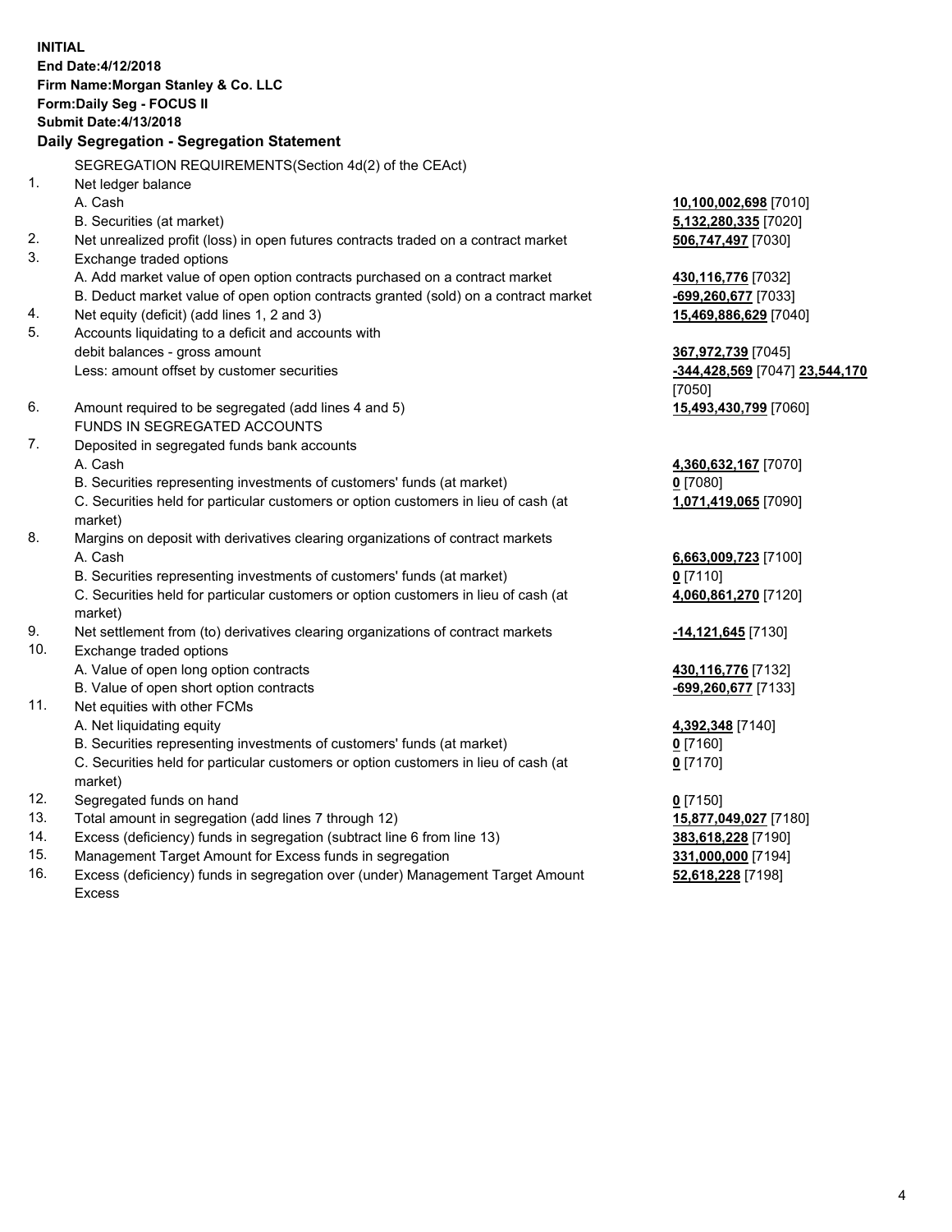**INITIAL**
**End Date:4/12/2018**
**Firm Name:Morgan Stanley & Co. LLC**
**Form:Daily Seg - FOCUS II**
**Submit Date:4/13/2018**
**Daily Segregation - Segregation Statement**

| | | |
|---|---|---|
| | SEGREGATION REQUIREMENTS(Section 4d(2) of the CEAct) | |
| 1. | Net ledger balance | |
| | A. Cash | **10,100,002,698** [7010] |
| | B. Securities (at market) | **5,132,280,335** [7020] |
| 2. | Net unrealized profit (loss) in open futures contracts traded on a contract market | **506,747,497** [7030] |
| 3. | Exchange traded options | |
| | A. Add market value of open option contracts purchased on a contract market | **430,116,776** [7032] |
| | B. Deduct market value of open option contracts granted (sold) on a contract market | **-699,260,677** [7033] |
| 4. | Net equity (deficit) (add lines 1, 2 and 3) | **15,469,886,629** [7040] |
| 5. | Accounts liquidating to a deficit and accounts with debit balances - gross amount | **367,972,739** [7045] |
| | Less: amount offset by customer securities | **-344,428,569** [7047] **23,544,170** [7050] |
| 6. | Amount required to be segregated (add lines 4 and 5) | **15,493,430,799** [7060] |
| | FUNDS IN SEGREGATED ACCOUNTS | |
| 7. | Deposited in segregated funds bank accounts | |
| | A. Cash | **4,360,632,167** [7070] |
| | B. Securities representing investments of customers' funds (at market) | **0** [7080] |
| | C. Securities held for particular customers or option customers in lieu of cash (at market) | **1,071,419,065** [7090] |
| 8. | Margins on deposit with derivatives clearing organizations of contract markets | |
| | A. Cash | **6,663,009,723** [7100] |
| | B. Securities representing investments of customers' funds (at market) | **0** [7110] |
| | C. Securities held for particular customers or option customers in lieu of cash (at market) | **4,060,861,270** [7120] |
| 9. | Net settlement from (to) derivatives clearing organizations of contract markets | **-14,121,645** [7130] |
| 10. | Exchange traded options | |
| | A. Value of open long option contracts | **430,116,776** [7132] |
| | B. Value of open short option contracts | **-699,260,677** [7133] |
| 11. | Net equities with other FCMs | |
| | A. Net liquidating equity | **4,392,348** [7140] |
| | B. Securities representing investments of customers' funds (at market) | **0** [7160] |
| | C. Securities held for particular customers or option customers in lieu of cash (at market) | **0** [7170] |
| 12. | Segregated funds on hand | **0** [7150] |
| 13. | Total amount in segregation (add lines 7 through 12) | **15,877,049,027** [7180] |
| 14. | Excess (deficiency) funds in segregation (subtract line 6 from line 13) | **383,618,228** [7190] |
| 15. | Management Target Amount for Excess funds in segregation | **331,000,000** [7194] |
| 16. | Excess (deficiency) funds in segregation over (under) Management Target Amount Excess | **52,618,228** [7198] |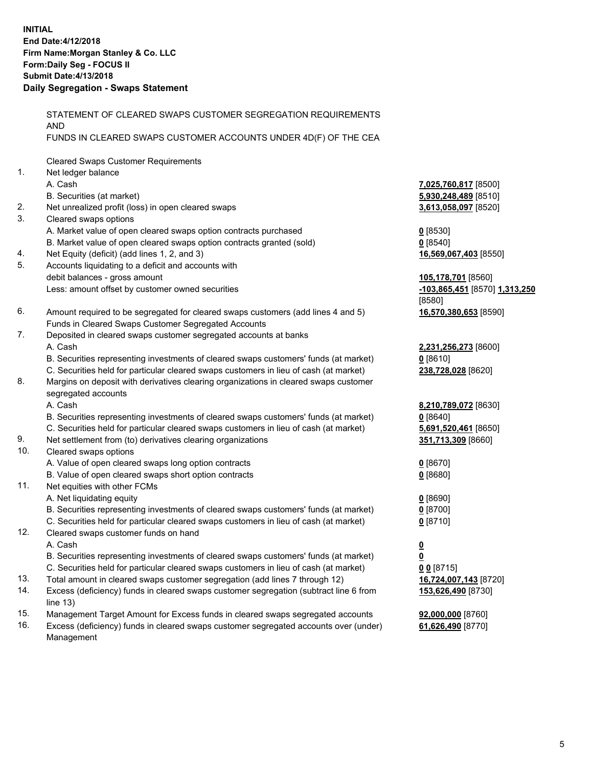**INITIAL**
**End Date:4/12/2018**
**Firm Name:Morgan Stanley & Co. LLC**
**Form:Daily Seg - FOCUS II**
**Submit Date:4/13/2018**
**Daily Segregation - Swaps Statement**

STATEMENT OF CLEARED SWAPS CUSTOMER SEGREGATION REQUIREMENTS AND FUNDS IN CLEARED SWAPS CUSTOMER ACCOUNTS UNDER 4D(F) OF THE CEA

| | | |
|---|---|---|
| | Cleared Swaps Customer Requirements | |
| 1. | Net ledger balance | |
| | A. Cash | **7,025,760,817** [8500] |
| | B. Securities (at market) | **5,930,248,489** [8510] |
| 2. | Net unrealized profit (loss) in open cleared swaps | **3,613,058,097** [8520] |
| 3. | Cleared swaps options | |
| | A. Market value of open cleared swaps option contracts purchased | **0** [8530] |
| | B. Market value of open cleared swaps option contracts granted (sold) | **0** [8540] |
| 4. | Net Equity (deficit) (add lines 1, 2, and 3) | **16,569,067,403** [8550] |
| 5. | Accounts liquidating to a deficit and accounts with debit balances - gross amount | **105,178,701** [8560] |
| | Less: amount offset by customer owned securities | **-103,865,451** [8570] **1,313,250** [8580] |
| 6. | Amount required to be segregated for cleared swaps customers (add lines 4 and 5) | **16,570,380,653** [8590] |
| | Funds in Cleared Swaps Customer Segregated Accounts | |
| 7. | Deposited in cleared swaps customer segregated accounts at banks | |
| | A. Cash | **2,231,256,273** [8600] |
| | B. Securities representing investments of cleared swaps customers' funds (at market) | **0** [8610] |
| | C. Securities held for particular cleared swaps customers in lieu of cash (at market) | **238,728,028** [8620] |
| 8. | Margins on deposit with derivatives clearing organizations in cleared swaps customer segregated accounts | |
| | A. Cash | **8,210,789,072** [8630] |
| | B. Securities representing investments of cleared swaps customers' funds (at market) | **0** [8640] |
| | C. Securities held for particular cleared swaps customers in lieu of cash (at market) | **5,691,520,461** [8650] |
| 9. | Net settlement from (to) derivatives clearing organizations | **351,713,309** [8660] |
| 10. | Cleared swaps options | |
| | A. Value of open cleared swaps long option contracts | **0** [8670] |
| | B. Value of open cleared swaps short option contracts | **0** [8680] |
| 11. | Net equities with other FCMs | |
| | A. Net liquidating equity | **0** [8690] |
| | B. Securities representing investments of cleared swaps customers' funds (at market) | **0** [8700] |
| | C. Securities held for particular cleared swaps customers in lieu of cash (at market) | **0** [8710] |
| 12. | Cleared swaps customer funds on hand | |
| | A. Cash | **0** |
| | B. Securities representing investments of cleared swaps customers' funds (at market) | **0** |
| | C. Securities held for particular cleared swaps customers in lieu of cash (at market) | **0** **0** [8715] |
| 13. | Total amount in cleared swaps customer segregation (add lines 7 through 12) | **16,724,007,143** [8720] |
| 14. | Excess (deficiency) funds in cleared swaps customer segregation (subtract line 6 from line 13) | **153,626,490** [8730] |
| 15. | Management Target Amount for Excess funds in cleared swaps segregated accounts | **92,000,000** [8760] |
| 16. | Excess (deficiency) funds in cleared swaps customer segregated accounts over (under) Management | **61,626,490** [8770] |